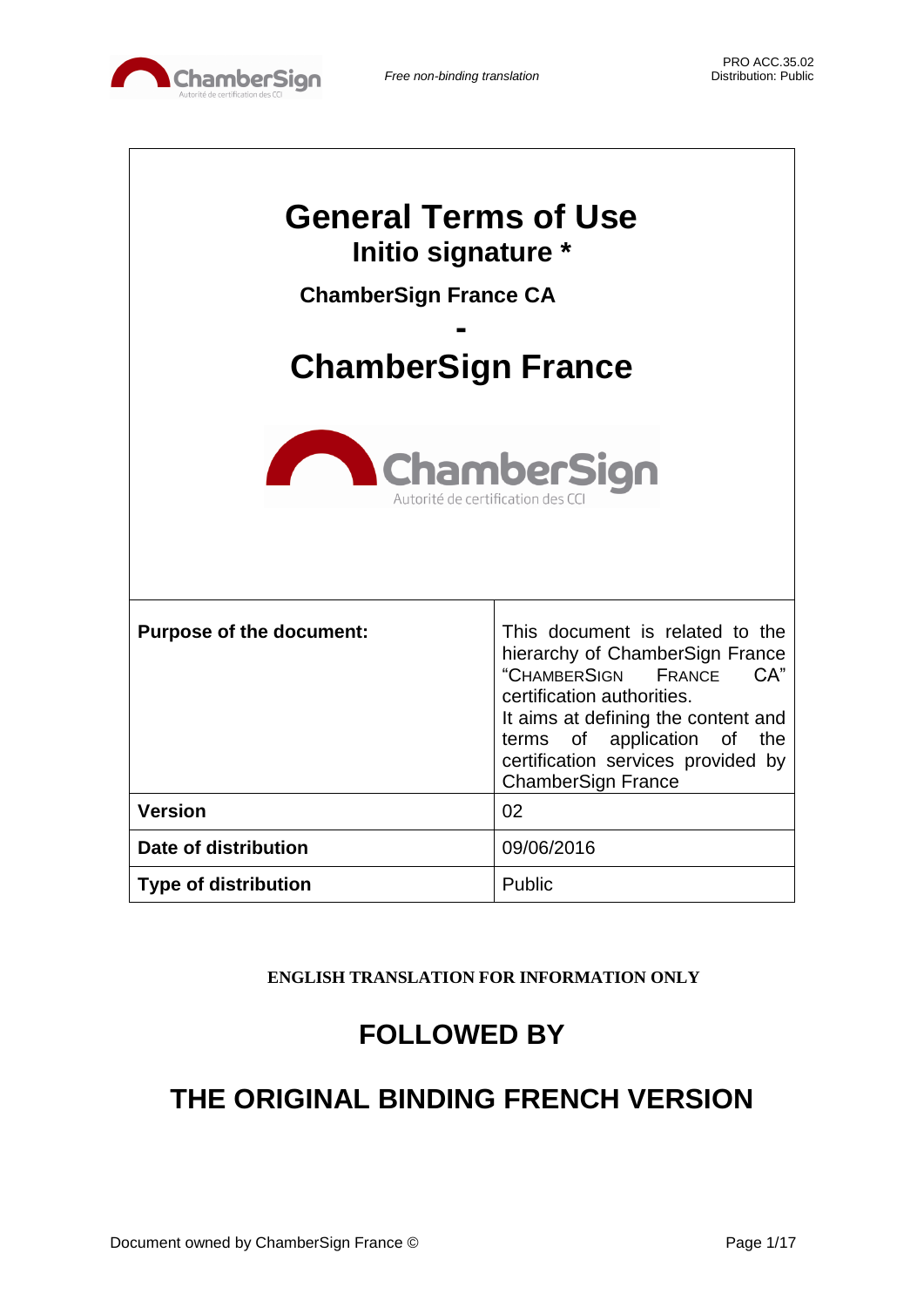*Free non-binding translation*

PRO ACC.35.02
Distribution: Public

# General Terms of Use

## Initio signature *

### ChamberSign France CA

**-**

# ChamberSign France

ChamberSign
Autorité de certification des CCI

| | |
|---|---|
| **Purpose of the document:** | This document is related to the hierarchy of ChamberSign France "CHAMBERSIGN FRANCE CA" certification authorities. It aims at defining the content and terms of application of the certification services provided by ChamberSign France |
| **Version** | 02 |
| **Date of distribution** | 09/06/2016 |
| **Type of distribution** | Public |

**ENGLISH TRANSLATION FOR INFORMATION ONLY**

## FOLLOWED BY

## THE ORIGINAL BINDING FRENCH VERSION

Document owned by ChamberSign France ©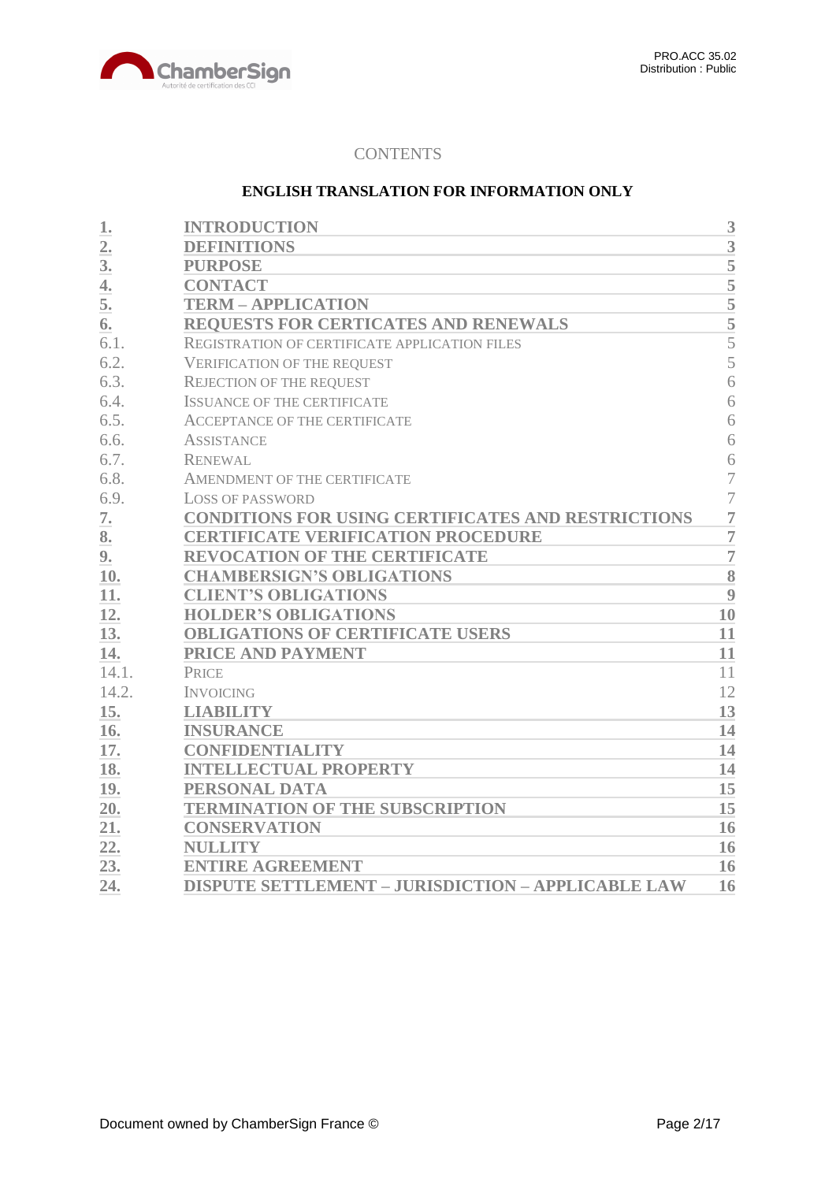CONTENTS

**ENGLISH TRANSLATION FOR INFORMATION ONLY**

| | | |
|---|---|---|
| 1. | INTRODUCTION | 3 |
| 2. | DEFINITIONS | 3 |
| 3. | PURPOSE | 5 |
| 4. | CONTACT | 5 |
| 5. | TERM – APPLICATION | 5 |
| 6. | REQUESTS FOR CERTICATES AND RENEWALS | 5 |
| 6.1. | Registration of certificate application files | 5 |
| 6.2. | Verification of the request | 5 |
| 6.3. | Rejection of the request | 6 |
| 6.4. | Issuance of the certificate | 6 |
| 6.5. | Acceptance of the certificate | 6 |
| 6.6. | Assistance | 6 |
| 6.7. | Renewal | 6 |
| 6.8. | Amendment of the certificate | 7 |
| 6.9. | Loss of password | 7 |
| 7. | CONDITIONS FOR USING CERTIFICATES AND RESTRICTIONS | 7 |
| 8. | CERTIFICATE VERIFICATION PROCEDURE | 7 |
| 9. | REVOCATION OF THE CERTIFICATE | 7 |
| 10. | CHAMBERSIGN'S OBLIGATIONS | 8 |
| 11. | CLIENT'S OBLIGATIONS | 9 |
| 12. | HOLDER'S OBLIGATIONS | 10 |
| 13. | OBLIGATIONS OF CERTIFICATE USERS | 11 |
| 14. | PRICE AND PAYMENT | 11 |
| 14.1. | Price | 11 |
| 14.2. | Invoicing | 12 |
| 15. | LIABILITY | 13 |
| 16. | INSURANCE | 14 |
| 17. | CONFIDENTIALITY | 14 |
| 18. | INTELLECTUAL PROPERTY | 14 |
| 19. | PERSONAL DATA | 15 |
| 20. | TERMINATION OF THE SUBSCRIPTION | 15 |
| 21. | CONSERVATION | 16 |
| 22. | NULLITY | 16 |
| 23. | ENTIRE AGREEMENT | 16 |
| 24. | DISPUTE SETTLEMENT – JURISDICTION – APPLICABLE LAW | 16 |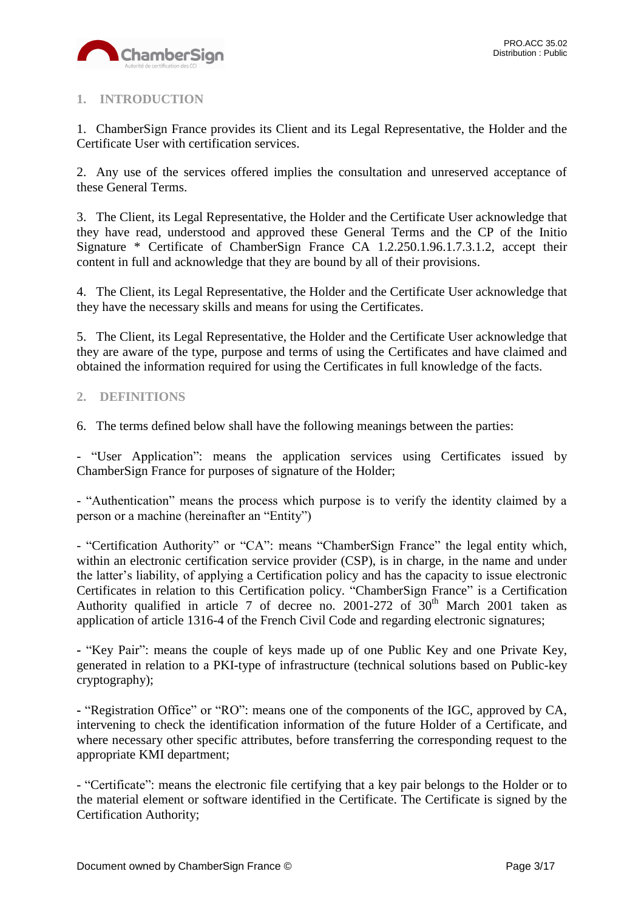## 1. INTRODUCTION

1. ChamberSign France provides its Client and its Legal Representative, the Holder and the Certificate User with certification services.

2. Any use of the services offered implies the consultation and unreserved acceptance of these General Terms.

3. The Client, its Legal Representative, the Holder and the Certificate User acknowledge that they have read, understood and approved these General Terms and the CP of the Initio Signature * Certificate of ChamberSign France CA 1.2.250.1.96.1.7.3.1.2, accept their content in full and acknowledge that they are bound by all of their provisions.

4. The Client, its Legal Representative, the Holder and the Certificate User acknowledge that they have the necessary skills and means for using the Certificates.

5. The Client, its Legal Representative, the Holder and the Certificate User acknowledge that they are aware of the type, purpose and terms of using the Certificates and have claimed and obtained the information required for using the Certificates in full knowledge of the facts.

## 2. DEFINITIONS

6. The terms defined below shall have the following meanings between the parties:

- "User Application": means the application services using Certificates issued by ChamberSign France for purposes of signature of the Holder;

- "Authentication" means the process which purpose is to verify the identity claimed by a person or a machine (hereinafter an "Entity")

- "Certification Authority" or "CA": means "ChamberSign France" the legal entity which, within an electronic certification service provider (CSP), is in charge, in the name and under the latter's liability, of applying a Certification policy and has the capacity to issue electronic Certificates in relation to this Certification policy. "ChamberSign France" is a Certification Authority qualified in article 7 of decree no. 2001-272 of 30th March 2001 taken as application of article 1316-4 of the French Civil Code and regarding electronic signatures;

- "Key Pair": means the couple of keys made up of one Public Key and one Private Key, generated in relation to a PKI-type of infrastructure (technical solutions based on Public-key cryptography);

- "Registration Office" or "RO": means one of the components of the IGC, approved by CA, intervening to check the identification information of the future Holder of a Certificate, and where necessary other specific attributes, before transferring the corresponding request to the appropriate KMI department;

- "Certificate": means the electronic file certifying that a key pair belongs to the Holder or to the material element or software identified in the Certificate. The Certificate is signed by the Certification Authority;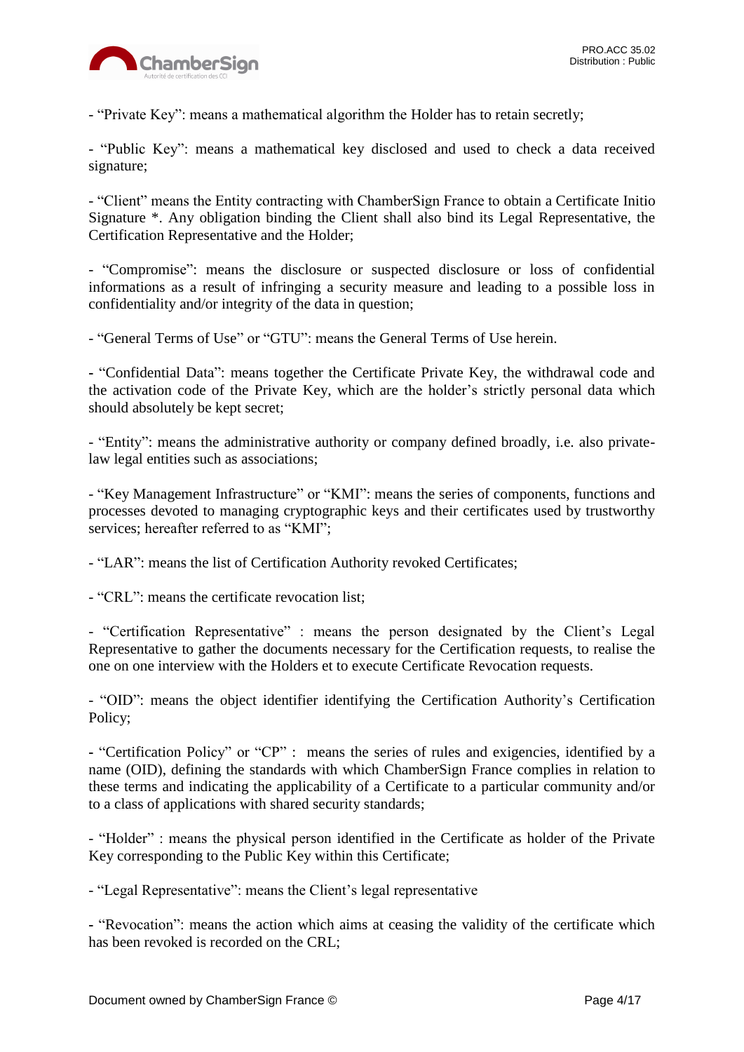- “Private Key”: means a mathematical algorithm the Holder has to retain secretly;

- “Public Key”: means a mathematical key disclosed and used to check a data received signature;

- “Client” means the Entity contracting with ChamberSign France to obtain a Certificate Initio Signature *. Any obligation binding the Client shall also bind its Legal Representative, the Certification Representative and the Holder;

- “Compromise”: means the disclosure or suspected disclosure or loss of confidential informations as a result of infringing a security measure and leading to a possible loss in confidentiality and/or integrity of the data in question;

- “General Terms of Use” or “GTU”: means the General Terms of Use herein.

- “Confidential Data”: means together the Certificate Private Key, the withdrawal code and the activation code of the Private Key, which are the holder’s strictly personal data which should absolutely be kept secret;

- “Entity”: means the administrative authority or company defined broadly, i.e. also private-law legal entities such as associations;

- “Key Management Infrastructure” or “KMI”: means the series of components, functions and processes devoted to managing cryptographic keys and their certificates used by trustworthy services; hereafter referred to as “KMI”;

- “LAR”: means the list of Certification Authority revoked Certificates;

- “CRL”: means the certificate revocation list;

- “Certification Representative” : means the person designated by the Client’s Legal Representative to gather the documents necessary for the Certification requests, to realise the one on one interview with the Holders et to execute Certificate Revocation requests.

- “OID”: means the object identifier identifying the Certification Authority’s Certification Policy;

- “Certification Policy” or “CP” : means the series of rules and exigencies, identified by a name (OID), defining the standards with which ChamberSign France complies in relation to these terms and indicating the applicability of a Certificate to a particular community and/or to a class of applications with shared security standards;

- “Holder” : means the physical person identified in the Certificate as holder of the Private Key corresponding to the Public Key within this Certificate;

- “Legal Representative”: means the Client’s legal representative

- “Revocation”: means the action which aims at ceasing the validity of the certificate which has been revoked is recorded on the CRL;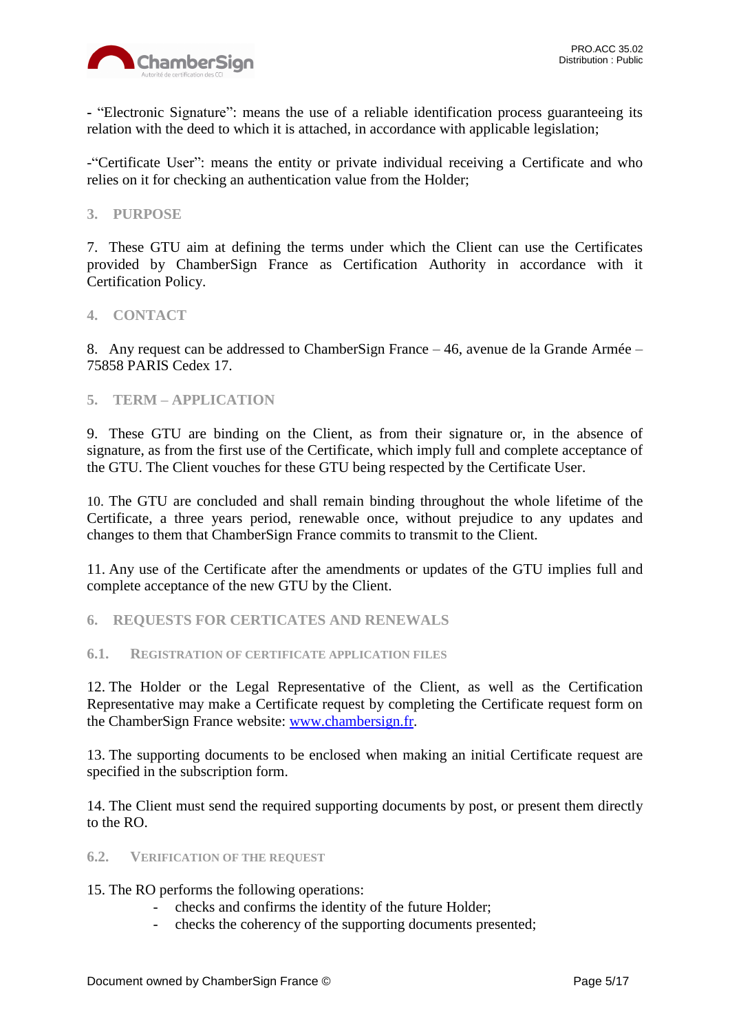- “Electronic Signature”: means the use of a reliable identification process guaranteeing its relation with the deed to which it is attached, in accordance with applicable legislation;

-“Certificate User”: means the entity or private individual receiving a Certificate and who relies on it for checking an authentication value from the Holder;

## 3. PURPOSE

7. These GTU aim at defining the terms under which the Client can use the Certificates provided by ChamberSign France as Certification Authority in accordance with it Certification Policy.

## 4. CONTACT

8. Any request can be addressed to ChamberSign France – 46, avenue de la Grande Armée – 75858 PARIS Cedex 17.

## 5. TERM – APPLICATION

9. These GTU are binding on the Client, as from their signature or, in the absence of signature, as from the first use of the Certificate, which imply full and complete acceptance of the GTU. The Client vouches for these GTU being respected by the Certificate User.

10. The GTU are concluded and shall remain binding throughout the whole lifetime of the Certificate, a three years period, renewable once, without prejudice to any updates and changes to them that ChamberSign France commits to transmit to the Client.

11. Any use of the Certificate after the amendments or updates of the GTU implies full and complete acceptance of the new GTU by the Client.

## 6. REQUESTS FOR CERTICATES AND RENEWALS

### 6.1. REGISTRATION OF CERTIFICATE APPLICATION FILES

12. The Holder or the Legal Representative of the Client, as well as the Certification Representative may make a Certificate request by completing the Certificate request form on the ChamberSign France website: [www.chambersign.fr](http://www.chambersign.fr).

13. The supporting documents to be enclosed when making an initial Certificate request are specified in the subscription form.

14. The Client must send the required supporting documents by post, or present them directly to the RO.

### 6.2. VERIFICATION OF THE REQUEST

15. The RO performs the following operations:

- checks and confirms the identity of the future Holder;
- checks the coherency of the supporting documents presented;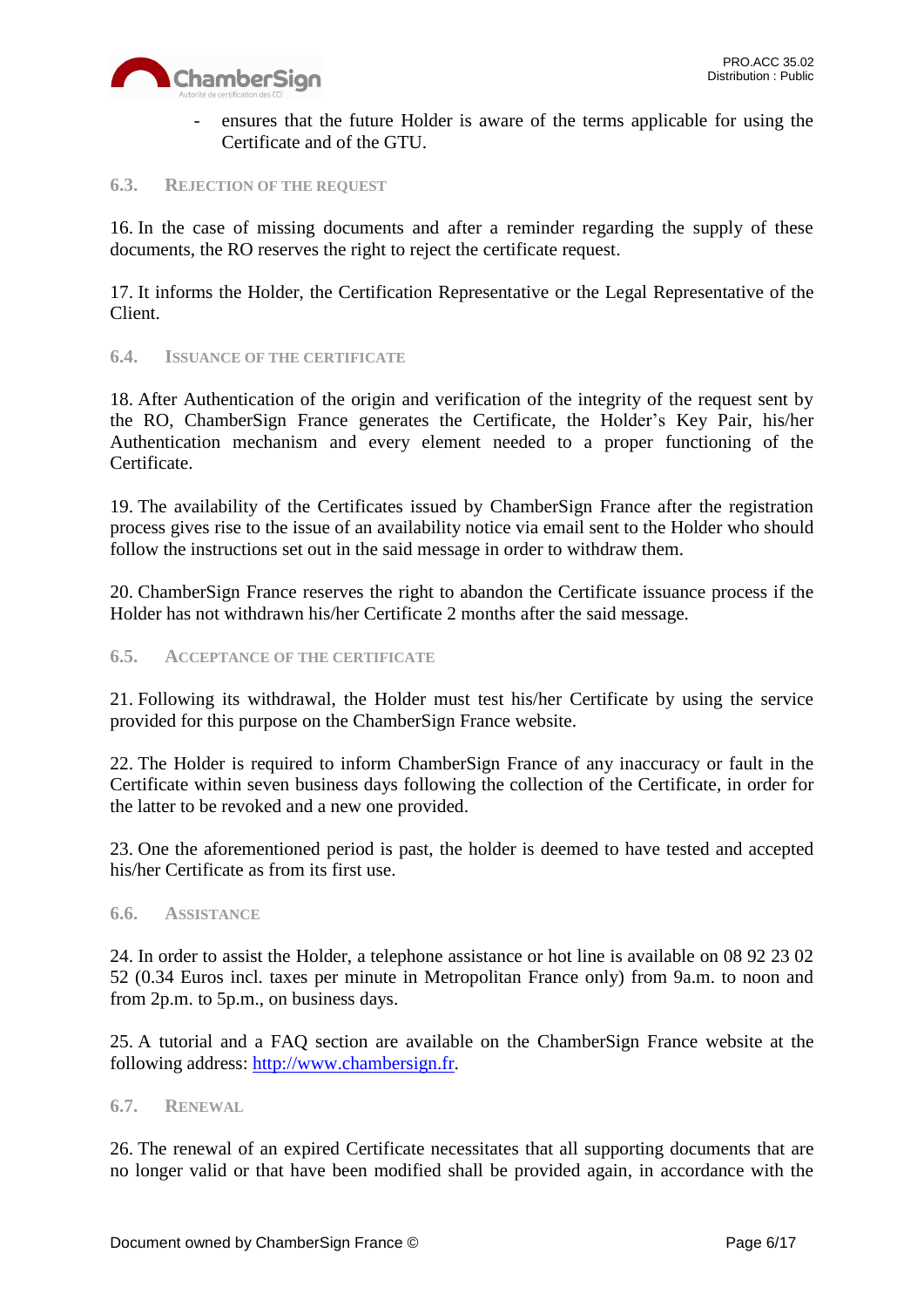- ensures that the future Holder is aware of the terms applicable for using the Certificate and of the GTU.

### 6.3. Rejection of the request

16. In the case of missing documents and after a reminder regarding the supply of these documents, the RO reserves the right to reject the certificate request.

17. It informs the Holder, the Certification Representative or the Legal Representative of the Client.

### 6.4. Issuance of the certificate

18. After Authentication of the origin and verification of the integrity of the request sent by the RO, ChamberSign France generates the Certificate, the Holder's Key Pair, his/her Authentication mechanism and every element needed to a proper functioning of the Certificate.

19. The availability of the Certificates issued by ChamberSign France after the registration process gives rise to the issue of an availability notice via email sent to the Holder who should follow the instructions set out in the said message in order to withdraw them.

20. ChamberSign France reserves the right to abandon the Certificate issuance process if the Holder has not withdrawn his/her Certificate 2 months after the said message.

### 6.5. Acceptance of the certificate

21. Following its withdrawal, the Holder must test his/her Certificate by using the service provided for this purpose on the ChamberSign France website.

22. The Holder is required to inform ChamberSign France of any inaccuracy or fault in the Certificate within seven business days following the collection of the Certificate, in order for the latter to be revoked and a new one provided.

23. One the aforementioned period is past, the holder is deemed to have tested and accepted his/her Certificate as from its first use.

### 6.6. Assistance

24. In order to assist the Holder, a telephone assistance or hot line is available on 08 92 23 02 52 (0.34 Euros incl. taxes per minute in Metropolitan France only) from 9a.m. to noon and from 2p.m. to 5p.m., on business days.

25. A tutorial and a FAQ section are available on the ChamberSign France website at the following address: [http://www.chambersign.fr](http://www.chambersign.fr).

### 6.7. Renewal

26. The renewal of an expired Certificate necessitates that all supporting documents that are no longer valid or that have been modified shall be provided again, in accordance with the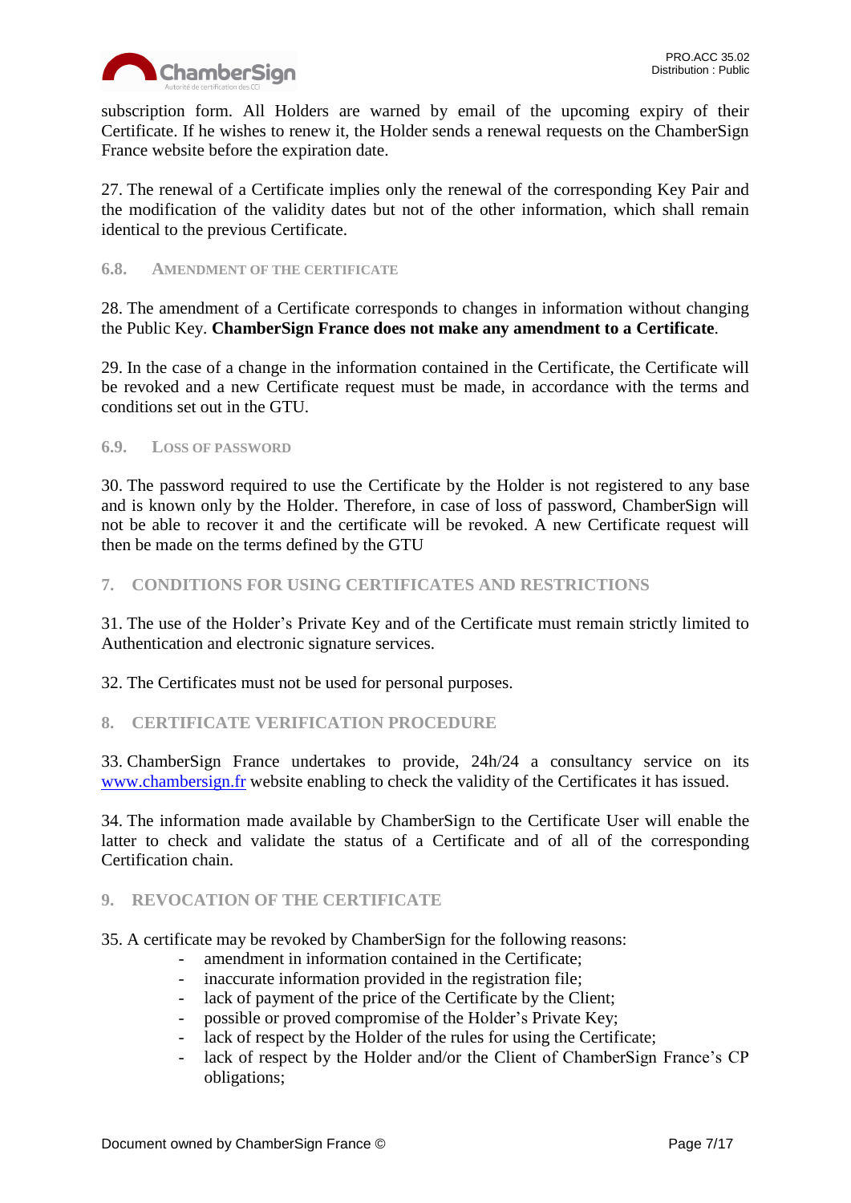subscription form. All Holders are warned by email of the upcoming expiry of their Certificate. If he wishes to renew it, the Holder sends a renewal requests on the ChamberSign France website before the expiration date.

27. The renewal of a Certificate implies only the renewal of the corresponding Key Pair and the modification of the validity dates but not of the other information, which shall remain identical to the previous Certificate.

### 6.8. AMENDMENT OF THE CERTIFICATE

28. The amendment of a Certificate corresponds to changes in information without changing the Public Key. **ChamberSign France does not make any amendment to a Certificate**.

29. In the case of a change in the information contained in the Certificate, the Certificate will be revoked and a new Certificate request must be made, in accordance with the terms and conditions set out in the GTU.

### 6.9. LOSS OF PASSWORD

30. The password required to use the Certificate by the Holder is not registered to any base and is known only by the Holder. Therefore, in case of loss of password, ChamberSign will not be able to recover it and the certificate will be revoked. A new Certificate request will then be made on the terms defined by the GTU

## 7. CONDITIONS FOR USING CERTIFICATES AND RESTRICTIONS

31. The use of the Holder's Private Key and of the Certificate must remain strictly limited to Authentication and electronic signature services.

32. The Certificates must not be used for personal purposes.

## 8. CERTIFICATE VERIFICATION PROCEDURE

33. ChamberSign France undertakes to provide, 24h/24 a consultancy service on its www.chambersign.fr website enabling to check the validity of the Certificates it has issued.

34. The information made available by ChamberSign to the Certificate User will enable the latter to check and validate the status of a Certificate and of all of the corresponding Certification chain.

## 9. REVOCATION OF THE CERTIFICATE

35. A certificate may be revoked by ChamberSign for the following reasons:
- amendment in information contained in the Certificate;
- inaccurate information provided in the registration file;
- lack of payment of the price of the Certificate by the Client;
- possible or proved compromise of the Holder's Private Key;
- lack of respect by the Holder of the rules for using the Certificate;
- lack of respect by the Holder and/or the Client of ChamberSign France's CP obligations;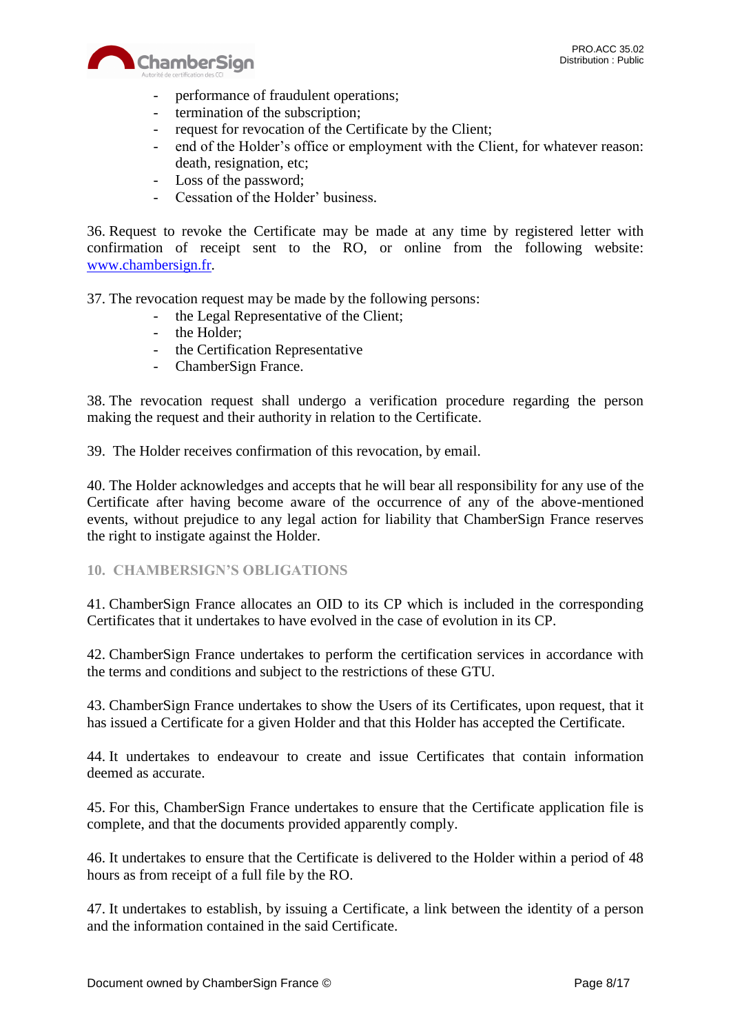- performance of fraudulent operations;
- termination of the subscription;
- request for revocation of the Certificate by the Client;
- end of the Holder's office or employment with the Client, for whatever reason: death, resignation, etc;
- Loss of the password;
- Cessation of the Holder' business.

36. Request to revoke the Certificate may be made at any time by registered letter with confirmation of receipt sent to the RO, or online from the following website: www.chambersign.fr.

37. The revocation request may be made by the following persons:
- the Legal Representative of the Client;
- the Holder;
- the Certification Representative
- ChamberSign France.

38. The revocation request shall undergo a verification procedure regarding the person making the request and their authority in relation to the Certificate.

39. The Holder receives confirmation of this revocation, by email.

40. The Holder acknowledges and accepts that he will bear all responsibility for any use of the Certificate after having become aware of the occurrence of any of the above-mentioned events, without prejudice to any legal action for liability that ChamberSign France reserves the right to instigate against the Holder.

## 10. CHAMBERSIGN'S OBLIGATIONS

41. ChamberSign France allocates an OID to its CP which is included in the corresponding Certificates that it undertakes to have evolved in the case of evolution in its CP.

42. ChamberSign France undertakes to perform the certification services in accordance with the terms and conditions and subject to the restrictions of these GTU.

43. ChamberSign France undertakes to show the Users of its Certificates, upon request, that it has issued a Certificate for a given Holder and that this Holder has accepted the Certificate.

44. It undertakes to endeavour to create and issue Certificates that contain information deemed as accurate.

45. For this, ChamberSign France undertakes to ensure that the Certificate application file is complete, and that the documents provided apparently comply.

46. It undertakes to ensure that the Certificate is delivered to the Holder within a period of 48 hours as from receipt of a full file by the RO.

47. It undertakes to establish, by issuing a Certificate, a link between the identity of a person and the information contained in the said Certificate.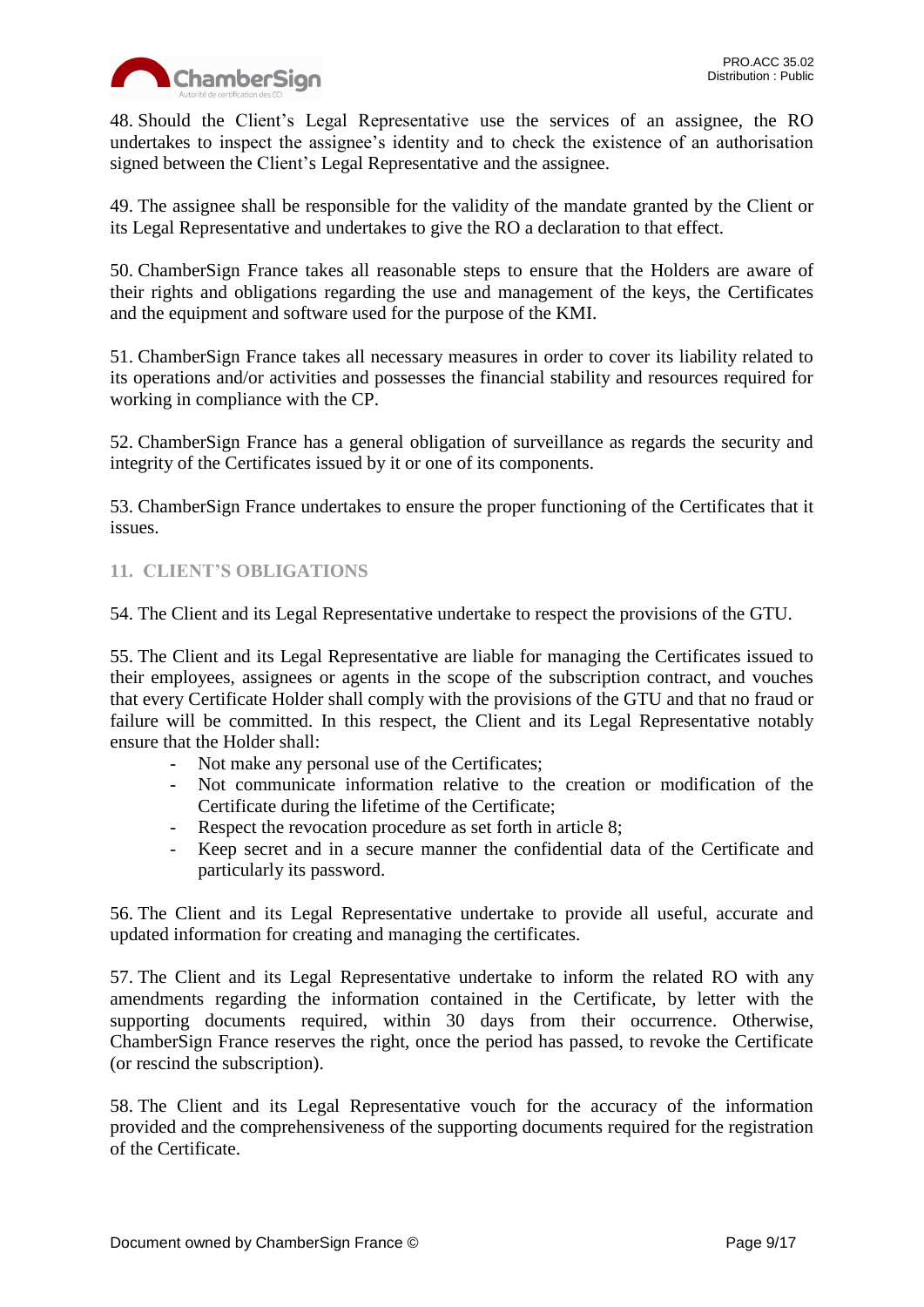48. Should the Client's Legal Representative use the services of an assignee, the RO undertakes to inspect the assignee's identity and to check the existence of an authorisation signed between the Client's Legal Representative and the assignee.

49. The assignee shall be responsible for the validity of the mandate granted by the Client or its Legal Representative and undertakes to give the RO a declaration to that effect.

50. ChamberSign France takes all reasonable steps to ensure that the Holders are aware of their rights and obligations regarding the use and management of the keys, the Certificates and the equipment and software used for the purpose of the KMI.

51. ChamberSign France takes all necessary measures in order to cover its liability related to its operations and/or activities and possesses the financial stability and resources required for working in compliance with the CP.

52. ChamberSign France has a general obligation of surveillance as regards the security and integrity of the Certificates issued by it or one of its components.

53. ChamberSign France undertakes to ensure the proper functioning of the Certificates that it issues.

## 11. CLIENT'S OBLIGATIONS

54. The Client and its Legal Representative undertake to respect the provisions of the GTU.

55. The Client and its Legal Representative are liable for managing the Certificates issued to their employees, assignees or agents in the scope of the subscription contract, and vouches that every Certificate Holder shall comply with the provisions of the GTU and that no fraud or failure will be committed. In this respect, the Client and its Legal Representative notably ensure that the Holder shall:

- Not make any personal use of the Certificates;
- Not communicate information relative to the creation or modification of the Certificate during the lifetime of the Certificate;
- Respect the revocation procedure as set forth in article 8;
- Keep secret and in a secure manner the confidential data of the Certificate and particularly its password.

56. The Client and its Legal Representative undertake to provide all useful, accurate and updated information for creating and managing the certificates.

57. The Client and its Legal Representative undertake to inform the related RO with any amendments regarding the information contained in the Certificate, by letter with the supporting documents required, within 30 days from their occurrence. Otherwise, ChamberSign France reserves the right, once the period has passed, to revoke the Certificate (or rescind the subscription).

58. The Client and its Legal Representative vouch for the accuracy of the information provided and the comprehensiveness of the supporting documents required for the registration of the Certificate.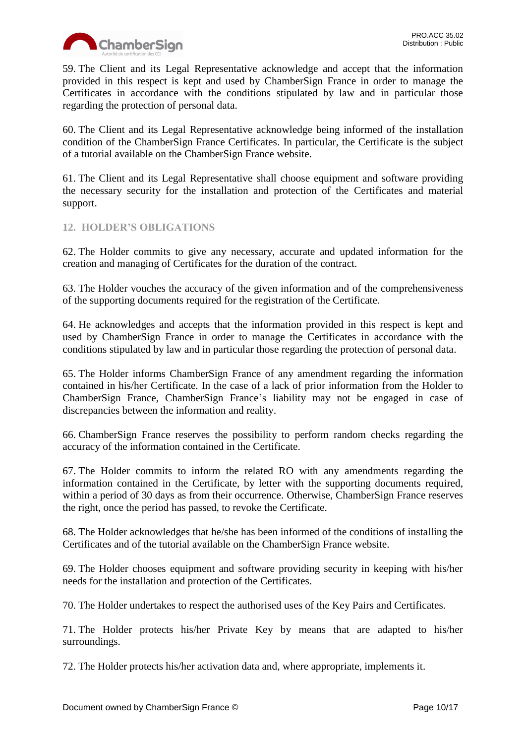59. The Client and its Legal Representative acknowledge and accept that the information provided in this respect is kept and used by ChamberSign France in order to manage the Certificates in accordance with the conditions stipulated by law and in particular those regarding the protection of personal data.

60. The Client and its Legal Representative acknowledge being informed of the installation condition of the ChamberSign France Certificates. In particular, the Certificate is the subject of a tutorial available on the ChamberSign France website.

61. The Client and its Legal Representative shall choose equipment and software providing the necessary security for the installation and protection of the Certificates and material support.

## 12. HOLDER'S OBLIGATIONS

62. The Holder commits to give any necessary, accurate and updated information for the creation and managing of Certificates for the duration of the contract.

63. The Holder vouches the accuracy of the given information and of the comprehensiveness of the supporting documents required for the registration of the Certificate.

64. He acknowledges and accepts that the information provided in this respect is kept and used by ChamberSign France in order to manage the Certificates in accordance with the conditions stipulated by law and in particular those regarding the protection of personal data.

65. The Holder informs ChamberSign France of any amendment regarding the information contained in his/her Certificate. In the case of a lack of prior information from the Holder to ChamberSign France, ChamberSign France's liability may not be engaged in case of discrepancies between the information and reality.

66. ChamberSign France reserves the possibility to perform random checks regarding the accuracy of the information contained in the Certificate.

67. The Holder commits to inform the related RO with any amendments regarding the information contained in the Certificate, by letter with the supporting documents required, within a period of 30 days as from their occurrence. Otherwise, ChamberSign France reserves the right, once the period has passed, to revoke the Certificate.

68. The Holder acknowledges that he/she has been informed of the conditions of installing the Certificates and of the tutorial available on the ChamberSign France website.

69. The Holder chooses equipment and software providing security in keeping with his/her needs for the installation and protection of the Certificates.

70. The Holder undertakes to respect the authorised uses of the Key Pairs and Certificates.

71. The Holder protects his/her Private Key by means that are adapted to his/her surroundings.

72. The Holder protects his/her activation data and, where appropriate, implements it.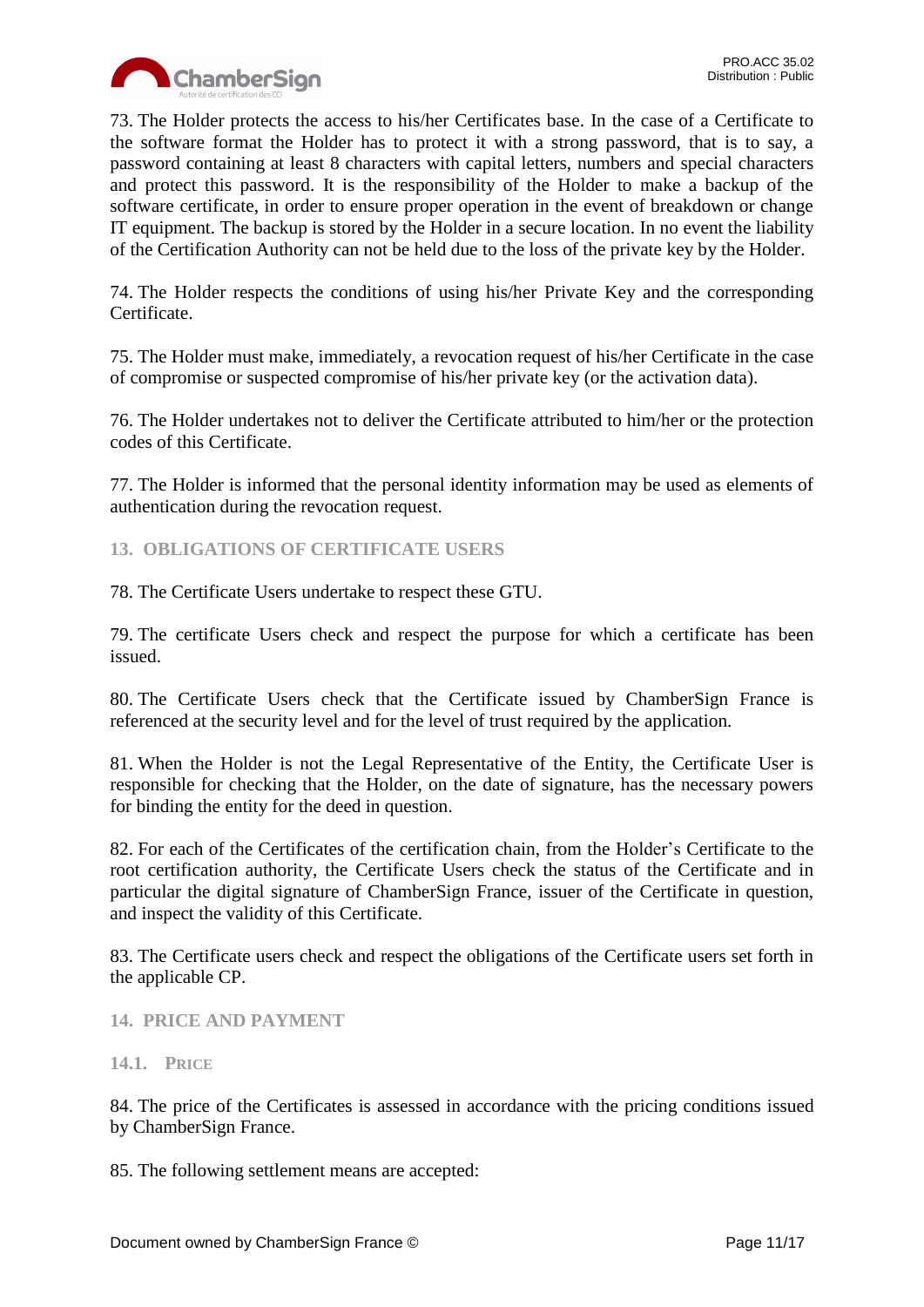73. The Holder protects the access to his/her Certificates base. In the case of a Certificate to the software format the Holder has to protect it with a strong password, that is to say, a password containing at least 8 characters with capital letters, numbers and special characters and protect this password. It is the responsibility of the Holder to make a backup of the software certificate, in order to ensure proper operation in the event of breakdown or change IT equipment. The backup is stored by the Holder in a secure location. In no event the liability of the Certification Authority can not be held due to the loss of the private key by the Holder.

74. The Holder respects the conditions of using his/her Private Key and the corresponding Certificate.

75. The Holder must make, immediately, a revocation request of his/her Certificate in the case of compromise or suspected compromise of his/her private key (or the activation data).

76. The Holder undertakes not to deliver the Certificate attributed to him/her or the protection codes of this Certificate.

77. The Holder is informed that the personal identity information may be used as elements of authentication during the revocation request.

## 13. OBLIGATIONS OF CERTIFICATE USERS

78. The Certificate Users undertake to respect these GTU.

79. The certificate Users check and respect the purpose for which a certificate has been issued.

80. The Certificate Users check that the Certificate issued by ChamberSign France is referenced at the security level and for the level of trust required by the application.

81. When the Holder is not the Legal Representative of the Entity, the Certificate User is responsible for checking that the Holder, on the date of signature, has the necessary powers for binding the entity for the deed in question.

82. For each of the Certificates of the certification chain, from the Holder's Certificate to the root certification authority, the Certificate Users check the status of the Certificate and in particular the digital signature of ChamberSign France, issuer of the Certificate in question, and inspect the validity of this Certificate.

83. The Certificate users check and respect the obligations of the Certificate users set forth in the applicable CP.

## 14. PRICE AND PAYMENT

### 14.1. PRICE

84. The price of the Certificates is assessed in accordance with the pricing conditions issued by ChamberSign France.

85. The following settlement means are accepted: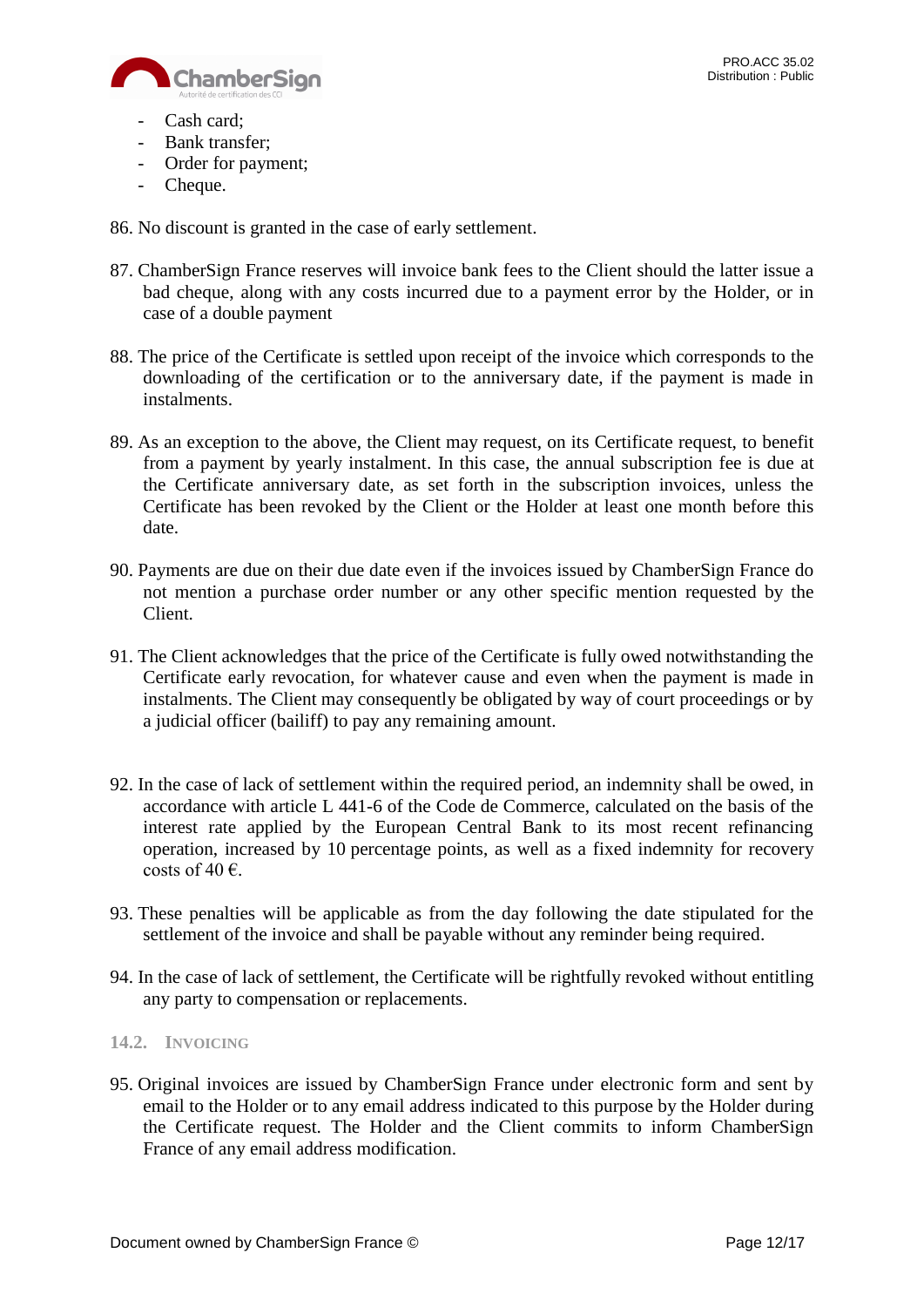- Cash card;
- Bank transfer;
- Order for payment;
- Cheque.

86. No discount is granted in the case of early settlement.

87. ChamberSign France reserves will invoice bank fees to the Client should the latter issue a bad cheque, along with any costs incurred due to a payment error by the Holder, or in case of a double payment

88. The price of the Certificate is settled upon receipt of the invoice which corresponds to the downloading of the certification or to the anniversary date, if the payment is made in instalments.

89. As an exception to the above, the Client may request, on its Certificate request, to benefit from a payment by yearly instalment. In this case, the annual subscription fee is due at the Certificate anniversary date, as set forth in the subscription invoices, unless the Certificate has been revoked by the Client or the Holder at least one month before this date.

90. Payments are due on their due date even if the invoices issued by ChamberSign France do not mention a purchase order number or any other specific mention requested by the Client.

91. The Client acknowledges that the price of the Certificate is fully owed notwithstanding the Certificate early revocation, for whatever cause and even when the payment is made in instalments. The Client may consequently be obligated by way of court proceedings or by a judicial officer (bailiff) to pay any remaining amount.

92. In the case of lack of settlement within the required period, an indemnity shall be owed, in accordance with article L 441-6 of the Code de Commerce, calculated on the basis of the interest rate applied by the European Central Bank to its most recent refinancing operation, increased by 10 percentage points, as well as a fixed indemnity for recovery costs of 40 €.

93. These penalties will be applicable as from the day following the date stipulated for the settlement of the invoice and shall be payable without any reminder being required.

94. In the case of lack of settlement, the Certificate will be rightfully revoked without entitling any party to compensation or replacements.

### 14.2. Invoicing

95. Original invoices are issued by ChamberSign France under electronic form and sent by email to the Holder or to any email address indicated to this purpose by the Holder during the Certificate request. The Holder and the Client commits to inform ChamberSign France of any email address modification.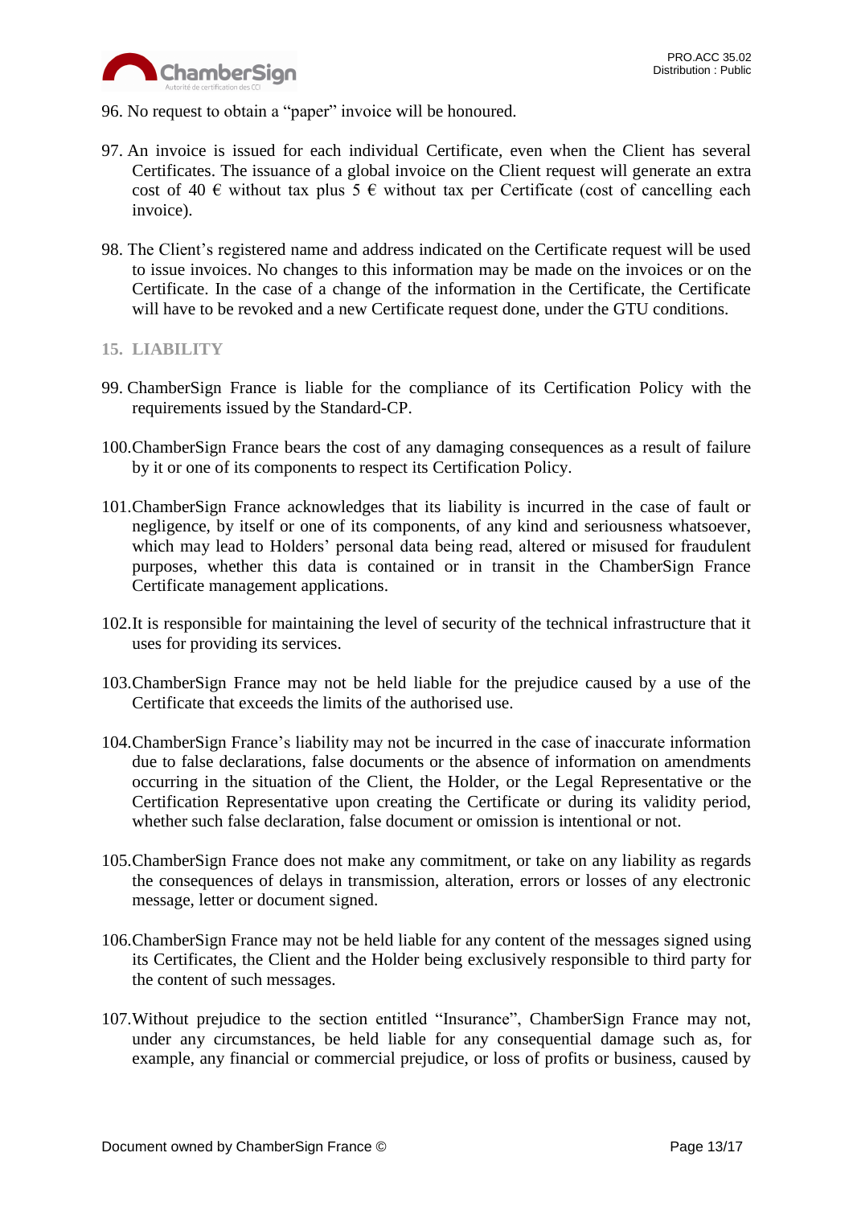96. No request to obtain a "paper" invoice will be honoured.

97. An invoice is issued for each individual Certificate, even when the Client has several Certificates. The issuance of a global invoice on the Client request will generate an extra cost of 40 € without tax plus 5 € without tax per Certificate (cost of cancelling each invoice).

98. The Client's registered name and address indicated on the Certificate request will be used to issue invoices. No changes to this information may be made on the invoices or on the Certificate. In the case of a change of the information in the Certificate, the Certificate will have to be revoked and a new Certificate request done, under the GTU conditions.

## 15. LIABILITY

99. ChamberSign France is liable for the compliance of its Certification Policy with the requirements issued by the Standard-CP.

100. ChamberSign France bears the cost of any damaging consequences as a result of failure by it or one of its components to respect its Certification Policy.

101. ChamberSign France acknowledges that its liability is incurred in the case of fault or negligence, by itself or one of its components, of any kind and seriousness whatsoever, which may lead to Holders' personal data being read, altered or misused for fraudulent purposes, whether this data is contained or in transit in the ChamberSign France Certificate management applications.

102. It is responsible for maintaining the level of security of the technical infrastructure that it uses for providing its services.

103. ChamberSign France may not be held liable for the prejudice caused by a use of the Certificate that exceeds the limits of the authorised use.

104. ChamberSign France's liability may not be incurred in the case of inaccurate information due to false declarations, false documents or the absence of information on amendments occurring in the situation of the Client, the Holder, or the Legal Representative or the Certification Representative upon creating the Certificate or during its validity period, whether such false declaration, false document or omission is intentional or not.

105. ChamberSign France does not make any commitment, or take on any liability as regards the consequences of delays in transmission, alteration, errors or losses of any electronic message, letter or document signed.

106. ChamberSign France may not be held liable for any content of the messages signed using its Certificates, the Client and the Holder being exclusively responsible to third party for the content of such messages.

107. Without prejudice to the section entitled "Insurance", ChamberSign France may not, under any circumstances, be held liable for any consequential damage such as, for example, any financial or commercial prejudice, or loss of profits or business, caused by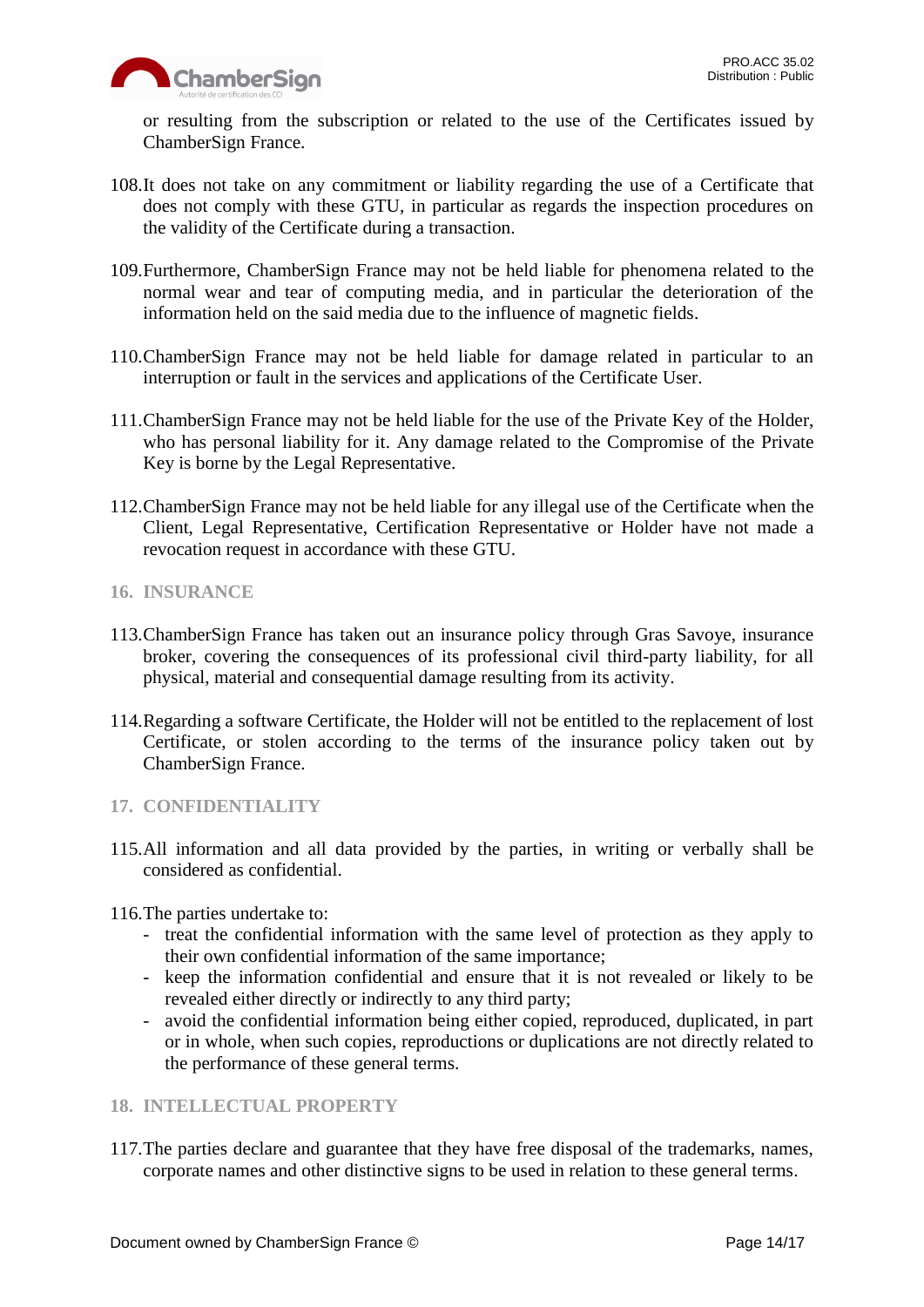or resulting from the subscription or related to the use of the Certificates issued by ChamberSign France.

108.It does not take on any commitment or liability regarding the use of a Certificate that does not comply with these GTU, in particular as regards the inspection procedures on the validity of the Certificate during a transaction.

109.Furthermore, ChamberSign France may not be held liable for phenomena related to the normal wear and tear of computing media, and in particular the deterioration of the information held on the said media due to the influence of magnetic fields.

110.ChamberSign France may not be held liable for damage related in particular to an interruption or fault in the services and applications of the Certificate User.

111.ChamberSign France may not be held liable for the use of the Private Key of the Holder, who has personal liability for it. Any damage related to the Compromise of the Private Key is borne by the Legal Representative.

112.ChamberSign France may not be held liable for any illegal use of the Certificate when the Client, Legal Representative, Certification Representative or Holder have not made a revocation request in accordance with these GTU.

## 16. INSURANCE

113.ChamberSign France has taken out an insurance policy through Gras Savoye, insurance broker, covering the consequences of its professional civil third-party liability, for all physical, material and consequential damage resulting from its activity.

114.Regarding a software Certificate, the Holder will not be entitled to the replacement of lost Certificate, or stolen according to the terms of the insurance policy taken out by ChamberSign France.

## 17. CONFIDENTIALITY

115.All information and all data provided by the parties, in writing or verbally shall be considered as confidential.

116.The parties undertake to:

- treat the confidential information with the same level of protection as they apply to their own confidential information of the same importance;
- keep the information confidential and ensure that it is not revealed or likely to be revealed either directly or indirectly to any third party;
- avoid the confidential information being either copied, reproduced, duplicated, in part or in whole, when such copies, reproductions or duplications are not directly related to the performance of these general terms.

## 18. INTELLECTUAL PROPERTY

117.The parties declare and guarantee that they have free disposal of the trademarks, names, corporate names and other distinctive signs to be used in relation to these general terms.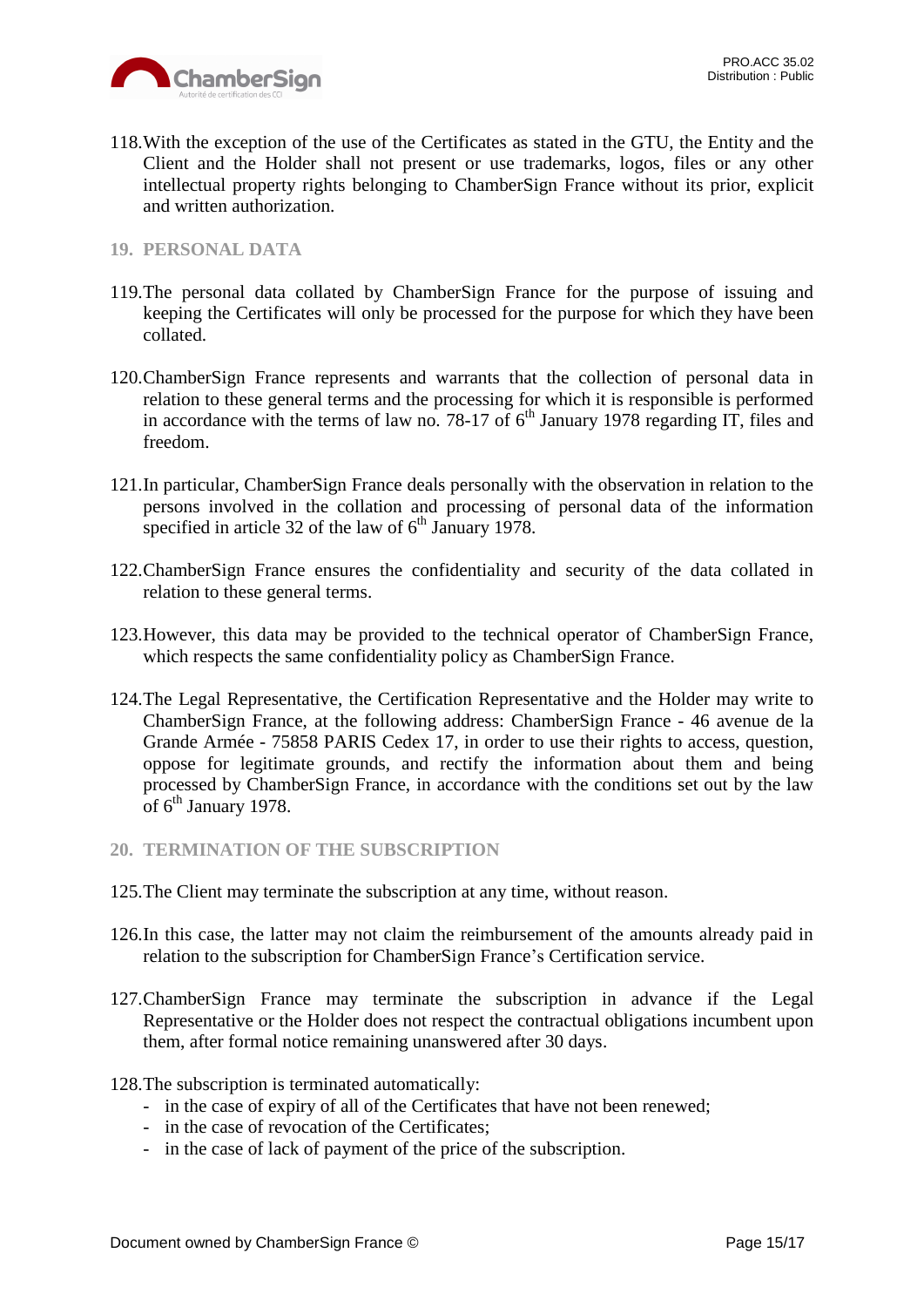118.With the exception of the use of the Certificates as stated in the GTU, the Entity and the Client and the Holder shall not present or use trademarks, logos, files or any other intellectual property rights belonging to ChamberSign France without its prior, explicit and written authorization.

## 19. PERSONAL DATA

119.The personal data collated by ChamberSign France for the purpose of issuing and keeping the Certificates will only be processed for the purpose for which they have been collated.

120.ChamberSign France represents and warrants that the collection of personal data in relation to these general terms and the processing for which it is responsible is performed in accordance with the terms of law no. 78-17 of 6th January 1978 regarding IT, files and freedom.

121.In particular, ChamberSign France deals personally with the observation in relation to the persons involved in the collation and processing of personal data of the information specified in article 32 of the law of 6th January 1978.

122.ChamberSign France ensures the confidentiality and security of the data collated in relation to these general terms.

123.However, this data may be provided to the technical operator of ChamberSign France, which respects the same confidentiality policy as ChamberSign France.

124.The Legal Representative, the Certification Representative and the Holder may write to ChamberSign France, at the following address: ChamberSign France - 46 avenue de la Grande Armée - 75858 PARIS Cedex 17, in order to use their rights to access, question, oppose for legitimate grounds, and rectify the information about them and being processed by ChamberSign France, in accordance with the conditions set out by the law of 6th January 1978.

## 20. TERMINATION OF THE SUBSCRIPTION

125.The Client may terminate the subscription at any time, without reason.

126.In this case, the latter may not claim the reimbursement of the amounts already paid in relation to the subscription for ChamberSign France's Certification service.

127.ChamberSign France may terminate the subscription in advance if the Legal Representative or the Holder does not respect the contractual obligations incumbent upon them, after formal notice remaining unanswered after 30 days.

128.The subscription is terminated automatically:

- in the case of expiry of all of the Certificates that have not been renewed;
- in the case of revocation of the Certificates;
- in the case of lack of payment of the price of the subscription.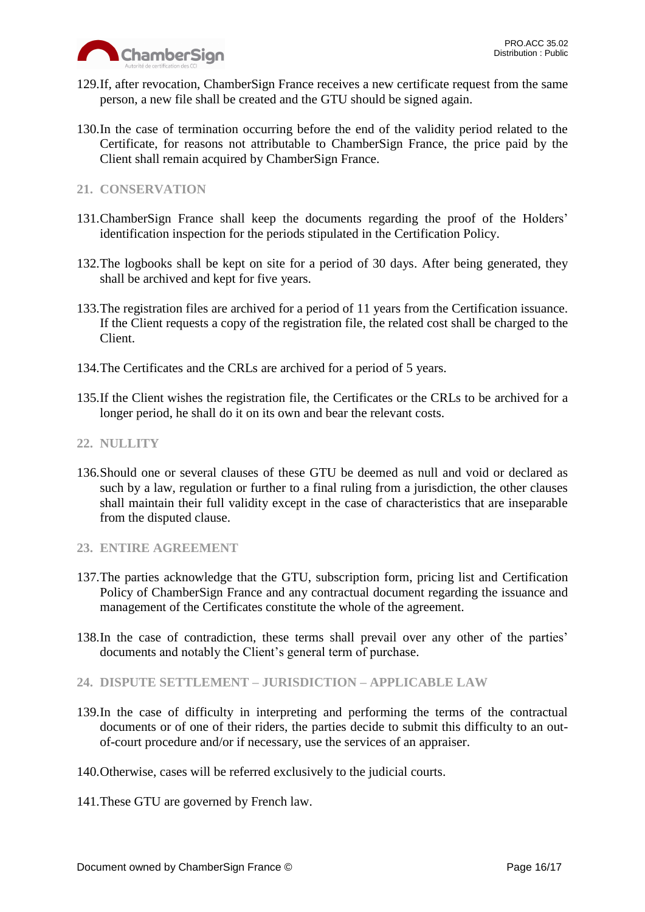129. If, after revocation, ChamberSign France receives a new certificate request from the same person, a new file shall be created and the GTU should be signed again.

130. In the case of termination occurring before the end of the validity period related to the Certificate, for reasons not attributable to ChamberSign France, the price paid by the Client shall remain acquired by ChamberSign France.

## 21. CONSERVATION

131. ChamberSign France shall keep the documents regarding the proof of the Holders' identification inspection for the periods stipulated in the Certification Policy.

132. The logbooks shall be kept on site for a period of 30 days. After being generated, they shall be archived and kept for five years.

133. The registration files are archived for a period of 11 years from the Certification issuance. If the Client requests a copy of the registration file, the related cost shall be charged to the Client.

134. The Certificates and the CRLs are archived for a period of 5 years.

135. If the Client wishes the registration file, the Certificates or the CRLs to be archived for a longer period, he shall do it on its own and bear the relevant costs.

## 22. NULLITY

136. Should one or several clauses of these GTU be deemed as null and void or declared as such by a law, regulation or further to a final ruling from a jurisdiction, the other clauses shall maintain their full validity except in the case of characteristics that are inseparable from the disputed clause.

## 23. ENTIRE AGREEMENT

137. The parties acknowledge that the GTU, subscription form, pricing list and Certification Policy of ChamberSign France and any contractual document regarding the issuance and management of the Certificates constitute the whole of the agreement.

138. In the case of contradiction, these terms shall prevail over any other of the parties' documents and notably the Client's general term of purchase.

## 24. DISPUTE SETTLEMENT – JURISDICTION – APPLICABLE LAW

139. In the case of difficulty in interpreting and performing the terms of the contractual documents or of one of their riders, the parties decide to submit this difficulty to an out-of-court procedure and/or if necessary, use the services of an appraiser.

140. Otherwise, cases will be referred exclusively to the judicial courts.

141. These GTU are governed by French law.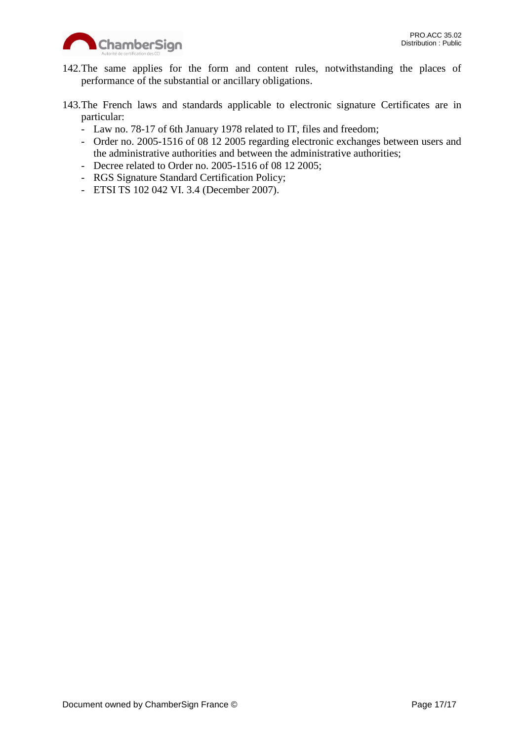142. The same applies for the form and content rules, notwithstanding the places of performance of the substantial or ancillary obligations.

143. The French laws and standards applicable to electronic signature Certificates are in particular:

- Law no. 78-17 of 6th January 1978 related to IT, files and freedom;
- Order no. 2005-1516 of 08 12 2005 regarding electronic exchanges between users and the administrative authorities and between the administrative authorities;
- Decree related to Order no. 2005-1516 of 08 12 2005;
- RGS Signature Standard Certification Policy;
- ETSI TS 102 042 VI. 3.4 (December 2007).